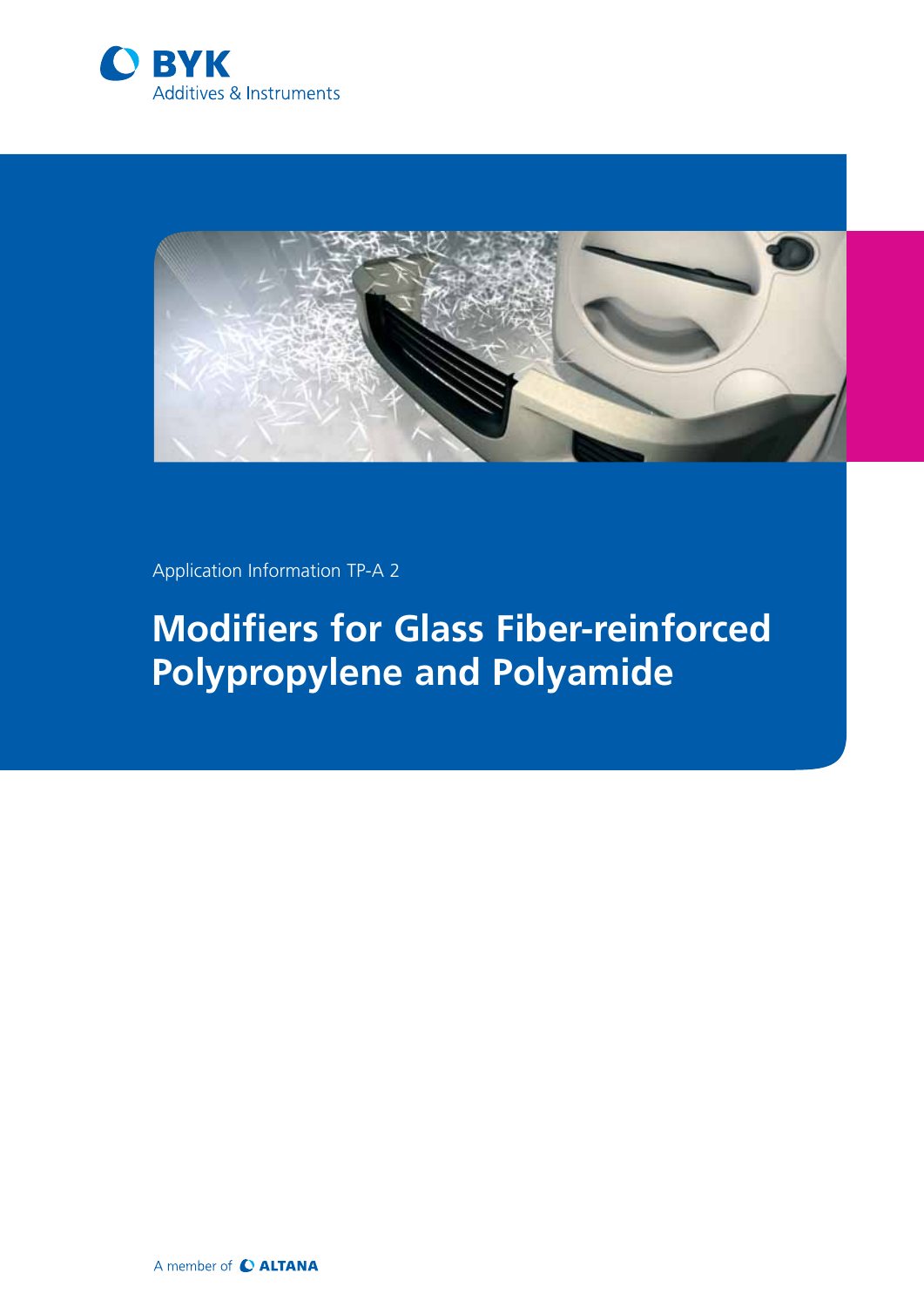BYK

Additives & Instruments

Application Information TP-A 2

# Modifiers for Glass Fiber-reinforced Polypropylene and Polyamide

A member of ALTANA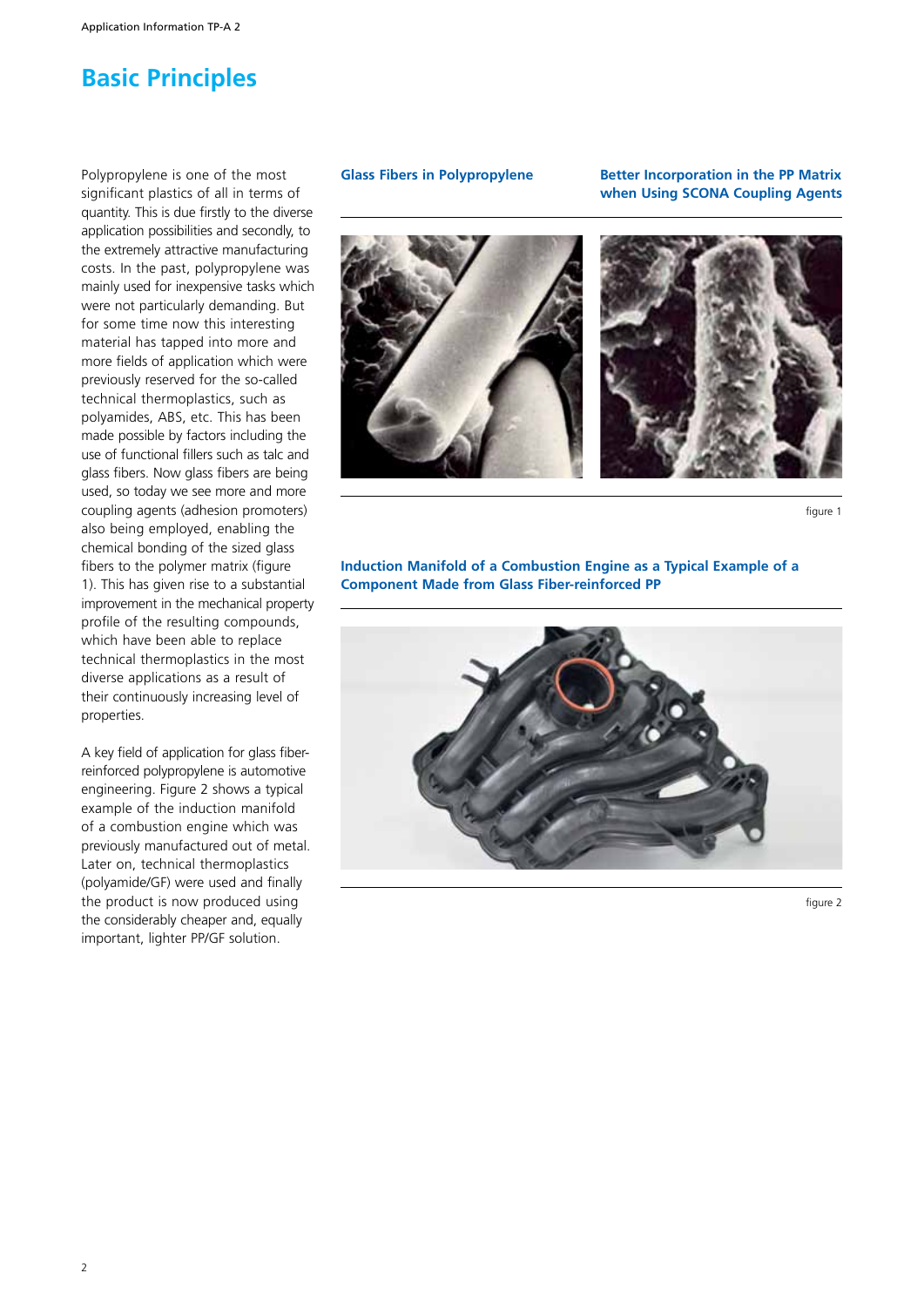# Basic Principles

Polypropylene is one of the most significant plastics of all in terms of quantity. This is due firstly to the diverse application possibilities and secondly, to the extremely attractive manufacturing costs. In the past, polypropylene was mainly used for inexpensive tasks which were not particularly demanding. But for some time now this interesting material has tapped into more and more fields of application which were previously reserved for the so-called technical thermoplastics, such as polyamides, ABS, etc. This has been made possible by factors including the use of functional fillers such as talc and glass fibers. Now glass fibers are being used, so today we see more and more coupling agents (adhesion promoters) also being employed, enabling the chemical bonding of the sized glass fibers to the polymer matrix (figure 1). This has given rise to a substantial improvement in the mechanical property profile of the resulting compounds, which have been able to replace technical thermoplastics in the most diverse applications as a result of their continuously increasing level of properties.

A key field of application for glass fiber-reinforced polypropylene is automotive engineering. Figure 2 shows a typical example of the induction manifold of a combustion engine which was previously manufactured out of metal. Later on, technical thermoplastics (polyamide/GF) were used and finally the product is now produced using the considerably cheaper and, equally important, lighter PP/GF solution.

**Glass Fibers in Polypropylene**

**Better Incorporation in the PP Matrix when Using SCONA Coupling Agents**

figure 1

**Induction Manifold of a Combustion Engine as a Typical Example of a Component Made from Glass Fiber-reinforced PP**

figure 2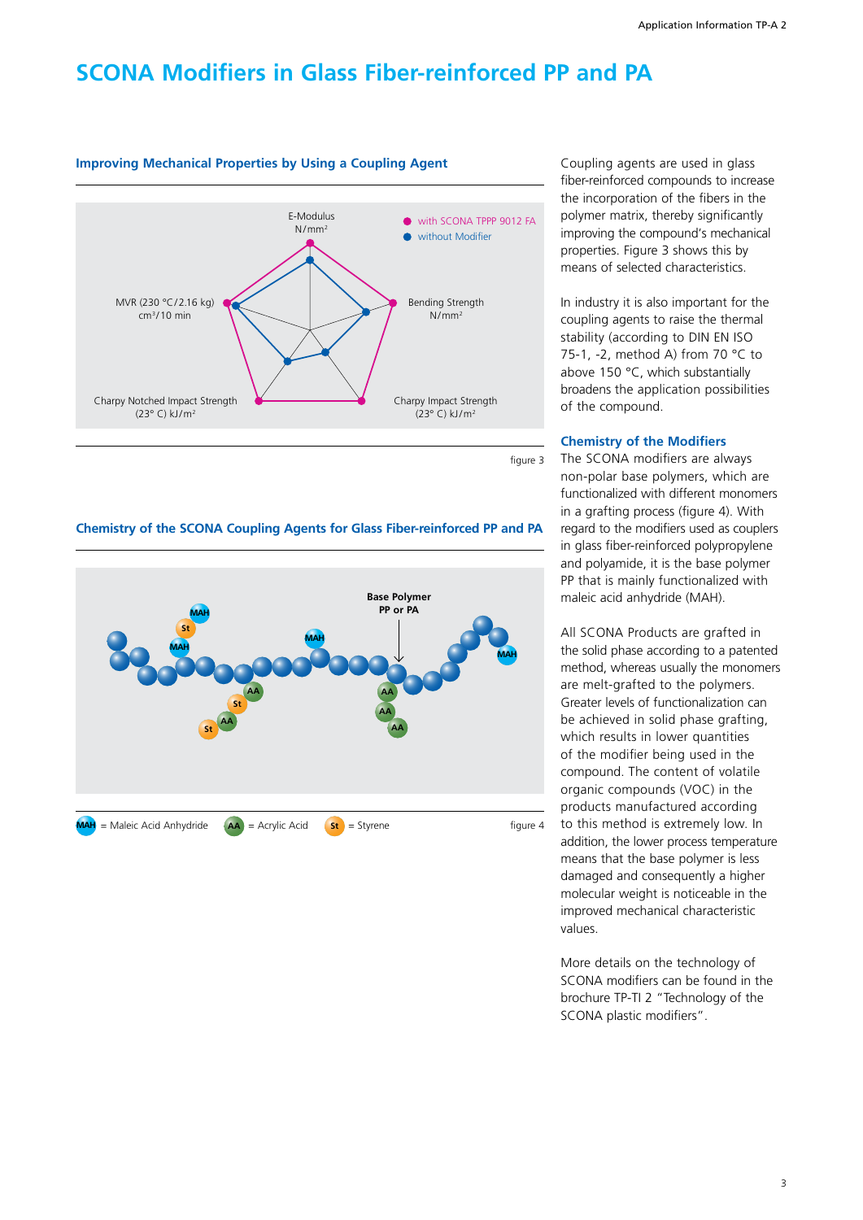# SCONA Modifiers in Glass Fiber-reinforced PP and PA

### Improving Mechanical Properties by Using a Coupling Agent

E-Modulus N/mm²

● with SCONA TPPP 9012 FA
● without Modifier

MVR (230 °C/2.16 kg) cm³/10 min

Bending Strength N/mm²

Charpy Notched Impact Strength (23° C) kJ/m²

Charpy Impact Strength (23° C) kJ/m²

figure 3

### Chemistry of the SCONA Coupling Agents for Glass Fiber-reinforced PP and PA

Base Polymer PP or PA

MAH = Maleic Acid Anhydride  AA = Acrylic Acid  St = Styrene

figure 4

Coupling agents are used in glass fiber-reinforced compounds to increase the incorporation of the fibers in the polymer matrix, thereby significantly improving the compound's mechanical properties. Figure 3 shows this by means of selected characteristics.

In industry it is also important for the coupling agents to raise the thermal stability (according to DIN EN ISO 75-1, -2, method A) from 70 °C to above 150 °C, which substantially broadens the application possibilities of the compound.

### Chemistry of the Modifiers

The SCONA modifiers are always non-polar base polymers, which are functionalized with different monomers in a grafting process (figure 4). With regard to the modifiers used as couplers in glass fiber-reinforced polypropylene and polyamide, it is the base polymer PP that is mainly functionalized with maleic acid anhydride (MAH).

All SCONA Products are grafted in the solid phase according to a patented method, whereas usually the monomers are melt-grafted to the polymers. Greater levels of functionalization can be achieved in solid phase grafting, which results in lower quantities of the modifier being used in the compound. The content of volatile organic compounds (VOC) in the products manufactured according to this method is extremely low. In addition, the lower process temperature means that the base polymer is less damaged and consequently a higher molecular weight is noticeable in the improved mechanical characteristic values.

More details on the technology of SCONA modifiers can be found in the brochure TP-TI 2 "Technology of the SCONA plastic modifiers".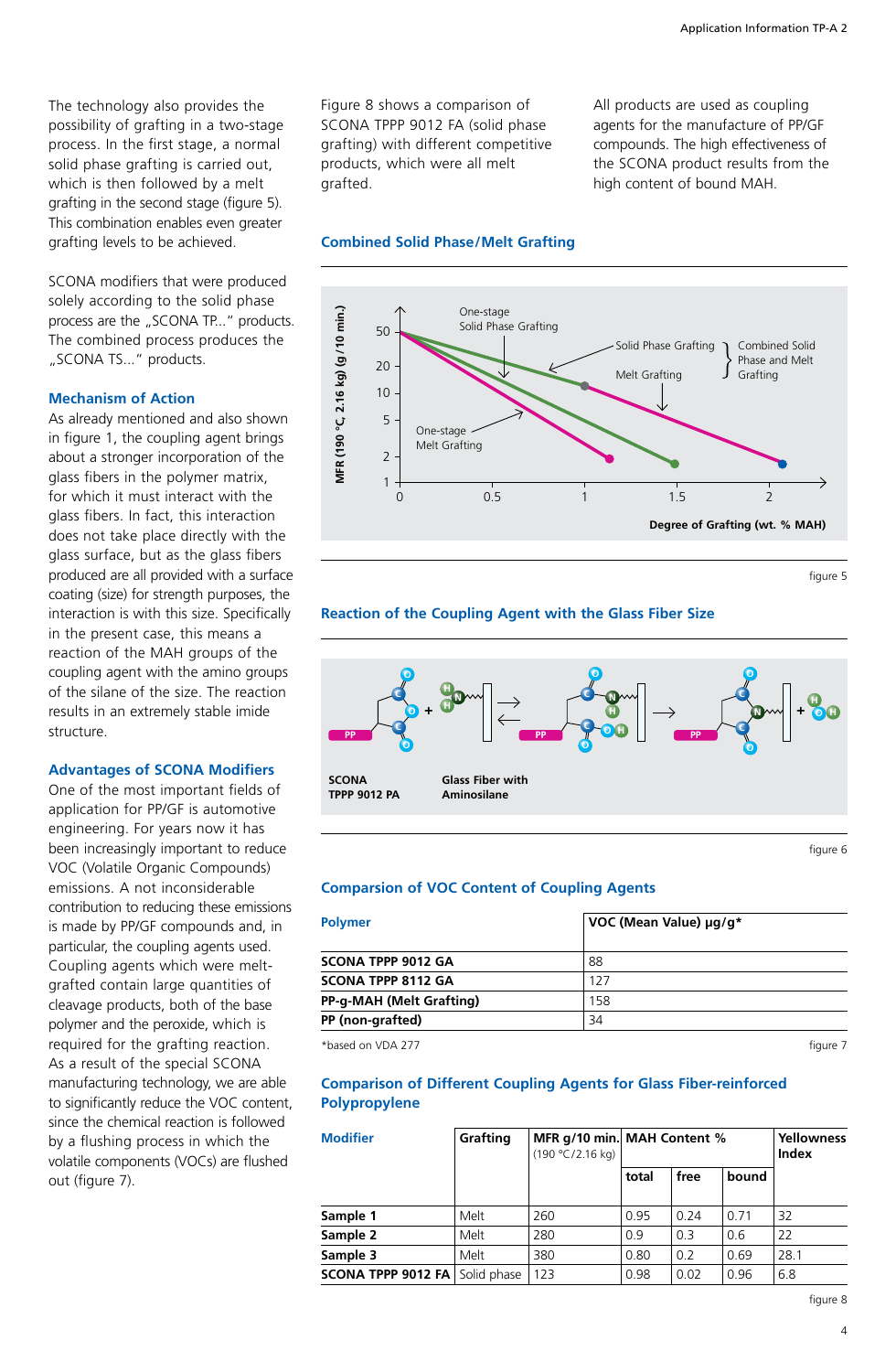The technology also provides the possibility of grafting in a two-stage process. In the first stage, a normal solid phase grafting is carried out, which is then followed by a melt grafting in the second stage (figure 5). This combination enables even greater grafting levels to be achieved.

SCONA modifiers that were produced solely according to the solid phase process are the „SCONA TP..." products. The combined process produces the „SCONA TS..." products.

### Mechanism of Action

As already mentioned and also shown in figure 1, the coupling agent brings about a stronger incorporation of the glass fibers in the polymer matrix, for which it must interact with the glass fibers. In fact, this interaction does not take place directly with the glass surface, but as the glass fibers produced are all provided with a surface coating (size) for strength purposes, the interaction is with this size. Specifically in the present case, this means a reaction of the MAH groups of the coupling agent with the amino groups of the silane of the size. The reaction results in an extremely stable imide structure.

### Advantages of SCONA Modifiers

One of the most important fields of application for PP/GF is automotive engineering. For years now it has been increasingly important to reduce VOC (Volatile Organic Compounds) emissions. A not inconsiderable contribution to reducing these emissions is made by PP/GF compounds and, in particular, the coupling agents used. Coupling agents which were melt-grafted contain large quantities of cleavage products, both of the base polymer and the peroxide, which is required for the grafting reaction. As a result of the special SCONA manufacturing technology, we are able to significantly reduce the VOC content, since the chemical reaction is followed by a flushing process in which the volatile components (VOCs) are flushed out (figure 7).

Figure 8 shows a comparison of SCONA TPPP 9012 FA (solid phase grafting) with different competitive products, which were all melt grafted.

All products are used as coupling agents for the manufacture of PP/GF compounds. The high effectiveness of the SCONA product results from the high content of bound MAH.

### Combined Solid Phase/Melt Grafting

figure 5

### Reaction of the Coupling Agent with the Glass Fiber Size

figure 6

### Comparsion of VOC Content of Coupling Agents

| Polymer | VOC (Mean Value) µg/g* |
|---|---|
| SCONA TPPP 9012 GA | 88 |
| SCONA TPPP 8112 GA | 127 |
| PP-g-MAH (Melt Grafting) | 158 |
| PP (non-grafted) | 34 |

*based on VDA 277

figure 7

### Comparison of Different Coupling Agents for Glass Fiber-reinforced Polypropylene

| Modifier | Grafting | MFR g/10 min. (190 °C/2.16 kg) | MAH Content % | | | Yellowness Index |
|---|---|---|---|---|---|---|
| | | | total | free | bound | |
| Sample 1 | Melt | 260 | 0.95 | 0.24 | 0.71 | 32 |
| Sample 2 | Melt | 280 | 0.9 | 0.3 | 0.6 | 22 |
| Sample 3 | Melt | 380 | 0.80 | 0.2 | 0.69 | 28.1 |
| SCONA TPPP 9012 FA | Solid phase | 123 | 0.98 | 0.02 | 0.96 | 6.8 |

figure 8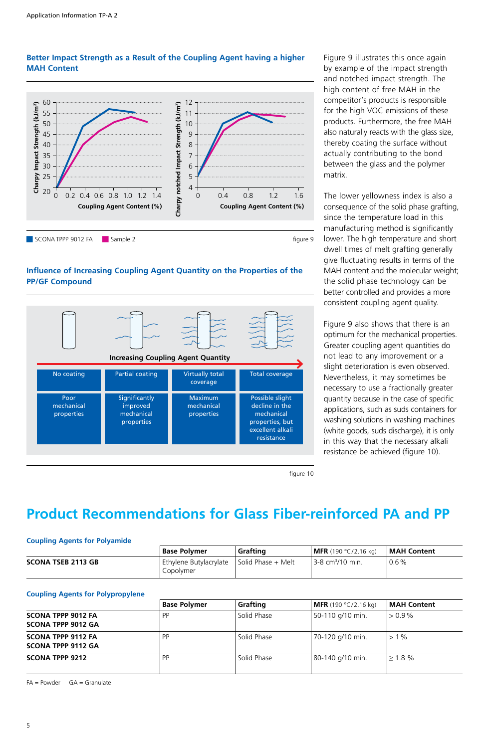### Better Impact Strength as a Result of the Coupling Agent having a higher MAH Content

■ SCONA TPPP 9012 FA ■ Sample 2

figure 9

### Influence of Increasing Coupling Agent Quantity on the Properties of the PP/GF Compound

Increasing Coupling Agent Quantity

| No coating | Partial coating | Virtually total coverage | Total coverage |
|---|---|---|---|
| Poor mechanical properties | Significantly improved mechanical properties | Maximum mechanical properties | Possible slight decline in the mechanical properties, but excellent alkali resistance |

figure 10

Figure 9 illustrates this once again by example of the impact strength and notched impact strength. The high content of free MAH in the competitor's products is responsible for the high VOC emissions of these products. Furthermore, the free MAH also naturally reacts with the glass size, thereby coating the surface without actually contributing to the bond between the glass and the polymer matrix.

The lower yellowness index is also a consequence of the solid phase grafting, since the temperature load in this manufacturing method is significantly lower. The high temperature and short dwell times of melt grafting generally give fluctuating results in terms of the MAH content and the molecular weight; the solid phase technology can be better controlled and provides a more consistent coupling agent quality.

Figure 9 also shows that there is an optimum for the mechanical properties. Greater coupling agent quantities do not lead to any improvement or a slight deterioration is even observed. Nevertheless, it may sometimes be necessary to use a fractionally greater quantity because in the case of specific applications, such as suds containers for washing solutions in washing machines (white goods, suds discharge), it is only in this way that the necessary alkali resistance be achieved (figure 10).

# Product Recommendations for Glass Fiber-reinforced PA and PP

### Coupling Agents for Polyamide

| | Base Polymer | Grafting | MFR (190 °C/2.16 kg) | MAH Content |
|---|---|---|---|---|
| **SCONA TSEB 2113 GB** | Ethylene Butylacrylate Copolymer | Solid Phase + Melt | 3-8 $cm^3$/10 min. | 0.6 % |

### Coupling Agents for Polypropylene

| | Base Polymer | Grafting | MFR (190 °C/2.16 kg) | MAH Content |
|---|---|---|---|---|
| **SCONA TPPP 9012 FA**<br>**SCONA TPPP 9012 GA** | PP | Solid Phase | 50-110 g/10 min. | > 0.9 % |
| **SCONA TPPP 9112 FA**<br>**SCONA TPPP 9112 GA** | PP | Solid Phase | 70-120 g/10 min. | > 1 % |
| **SCONA TPPP 9212** | PP | Solid Phase | 80-140 g/10 min. | ≥ 1.8 % |

FA = Powder GA = Granulate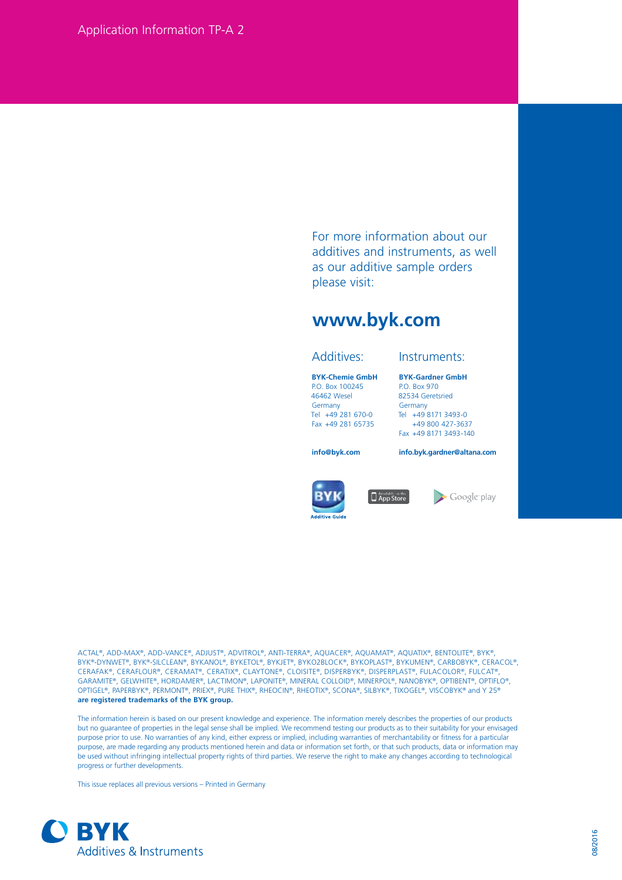Application Information TP-A 2

For more information about our additives and instruments, as well as our additive sample orders please visit:

## www.byk.com

**Additives:**

**BYK-Chemie GmbH**
P.O. Box 100245
46462 Wesel
Germany
Tel +49 281 670-0
Fax +49 281 65735

**info@byk.com**

**Instruments:**

**BYK-Gardner GmbH**
P.O. Box 970
82534 Geretsried
Germany
Tel +49 8171 3493-0
+49 800 427-3637
Fax +49 8171 3493-140

**info.byk.gardner@altana.com**

BYK Additive Guide

Available on the App Store

Google play

ACTAL®, ADD-MAX®, ADD-VANCE®, ADJUST®, ADVITROL®, ANTI-TERRA®, AQUACER®, AQUAMAT®, AQUATIX®, BENTOLITE®, BYK®, BYK®-DYNWET®, BYK®-SILCLEAN®, BYKANOL®, BYKETOL®, BYKJET®, BYKO2BLOCK®, BYKOPLAST®, BYKUMEN®, CARBOBYK®, CERACOL®, CERAFAK®, CERAFLOUR®, CERAMAT®, CERATIX®, CLAYTONE®, CLOISITE®, DISPERBYK®, DISPERPLAST®, FULACOLOR®, FULCAT®, GARAMITE®, GELWHITE®, HORDAMER®, LACTIMON®, LAPONITE®, MINERAL COLLOID®, MINERPOL®, NANOBYK®, OPTIBENT®, OPTIFLO®, OPTIGEL®, PAPERBYK®, PERMONT®, PRIEX®, PURE THIX®, RHEOCIN®, RHEOTIX®, SCONA®, SILBYK®, TIXOGEL®, VISCOBYK® and Y 25® **are registered trademarks of the BYK group.**

The information herein is based on our present knowledge and experience. The information merely describes the properties of our products but no guarantee of properties in the legal sense shall be implied. We recommend testing our products as to their suitability for your envisaged purpose prior to use. No warranties of any kind, either express or implied, including warranties of merchantability or fitness for a particular purpose, are made regarding any products mentioned herein and data or information set forth, or that such products, data or information may be used without infringing intellectual property rights of third parties. We reserve the right to make any changes according to technological progress or further developments.

This issue replaces all previous versions – Printed in Germany

BYK Additives & Instruments

08/2016